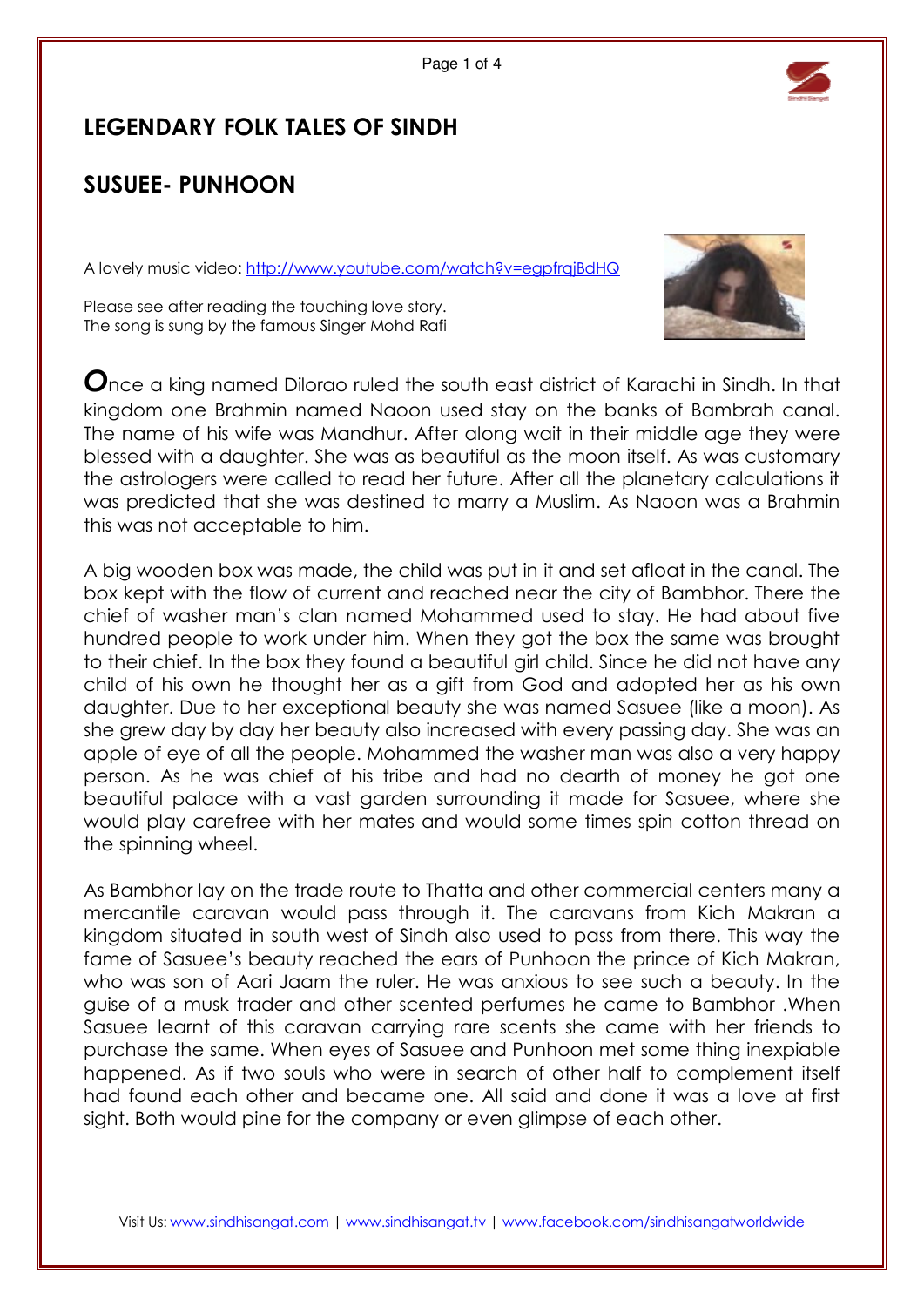# LEGENDARY FOLK TALES OF SINDH

## SUSUEE- PUNHOON

A lovely music video: [http://www.youtube.com/watch?v=egpfrqjBdHQ](http://www.youtube.com/watch?v=egpfrqjBdHQ)

Please see after reading the touching love story.
The song is sung by the famous Singer Mohd Rafi

**O**nce a king named Dilorao ruled the south east district of Karachi in Sindh. In that kingdom one Brahmin named Naoon used stay on the banks of Bambrah canal. The name of his wife was Mandhur. After along wait in their middle age they were blessed with a daughter. She was as beautiful as the moon itself. As was customary the astrologers were called to read her future. After all the planetary calculations it was predicted that she was destined to marry a Muslim. As Naoon was a Brahmin this was not acceptable to him.

A big wooden box was made, the child was put in it and set afloat in the canal. The box kept with the flow of current and reached near the city of Bambhor. There the chief of washer man's clan named Mohammed used to stay. He had about five hundred people to work under him. When they got the box the same was brought to their chief. In the box they found a beautiful girl child. Since he did not have any child of his own he thought her as a gift from God and adopted her as his own daughter. Due to her exceptional beauty she was named Sasuee (like a moon). As she grew day by day her beauty also increased with every passing day. She was an apple of eye of all the people. Mohammed the washer man was also a very happy person. As he was chief of his tribe and had no dearth of money he got one beautiful palace with a vast garden surrounding it made for Sasuee, where she would play carefree with her mates and would some times spin cotton thread on the spinning wheel.

As Bambhor lay on the trade route to Thatta and other commercial centers many a mercantile caravan would pass through it. The caravans from Kich Makran a kingdom situated in south west of Sindh also used to pass from there. This way the fame of Sasuee's beauty reached the ears of Punhoon the prince of Kich Makran, who was son of Aari Jaam the ruler. He was anxious to see such a beauty. In the guise of a musk trader and other scented perfumes he came to Bambhor .When Sasuee learnt of this caravan carrying rare scents she came with her friends to purchase the same. When eyes of Sasuee and Punhoon met some thing inexpiable happened. As if two souls who were in search of other half to complement itself had found each other and became one. All said and done it was a love at first sight. Both would pine for the company or even glimpse of each other.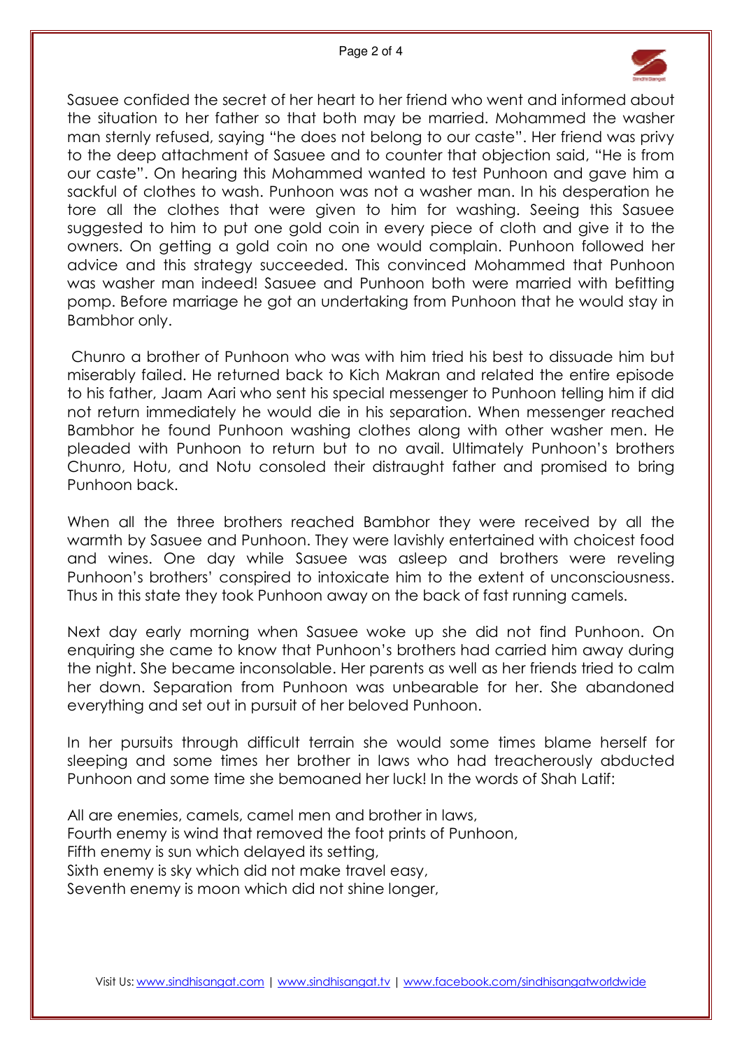Sasuee confided the secret of her heart to her friend who went and informed about the situation to her father so that both may be married. Mohammed the washer man sternly refused, saying "he does not belong to our caste". Her friend was privy to the deep attachment of Sasuee and to counter that objection said, "He is from our caste". On hearing this Mohammed wanted to test Punhoon and gave him a sackful of clothes to wash. Punhoon was not a washer man. In his desperation he tore all the clothes that were given to him for washing. Seeing this Sasuee suggested to him to put one gold coin in every piece of cloth and give it to the owners. On getting a gold coin no one would complain. Punhoon followed her advice and this strategy succeeded. This convinced Mohammed that Punhoon was washer man indeed! Sasuee and Punhoon both were married with befitting pomp. Before marriage he got an undertaking from Punhoon that he would stay in Bambhor only.

Chunro a brother of Punhoon who was with him tried his best to dissuade him but miserably failed. He returned back to Kich Makran and related the entire episode to his father, Jaam Aari who sent his special messenger to Punhoon telling him if did not return immediately he would die in his separation. When messenger reached Bambhor he found Punhoon washing clothes along with other washer men. He pleaded with Punhoon to return but to no avail. Ultimately Punhoon's brothers Chunro, Hotu, and Notu consoled their distraught father and promised to bring Punhoon back.

When all the three brothers reached Bambhor they were received by all the warmth by Sasuee and Punhoon. They were lavishly entertained with choicest food and wines. One day while Sasuee was asleep and brothers were reveling Punhoon's brothers' conspired to intoxicate him to the extent of unconsciousness. Thus in this state they took Punhoon away on the back of fast running camels.

Next day early morning when Sasuee woke up she did not find Punhoon. On enquiring she came to know that Punhoon's brothers had carried him away during the night. She became inconsolable. Her parents as well as her friends tried to calm her down. Separation from Punhoon was unbearable for her. She abandoned everything and set out in pursuit of her beloved Punhoon.

In her pursuits through difficult terrain she would some times blame herself for sleeping and some times her brother in laws who had treacherously abducted Punhoon and some time she bemoaned her luck! In the words of Shah Latif:

All are enemies, camels, camel men and brother in laws,  
Fourth enemy is wind that removed the foot prints of Punhoon,  
Fifth enemy is sun which delayed its setting,  
Sixth enemy is sky which did not make travel easy,  
Seventh enemy is moon which did not shine longer,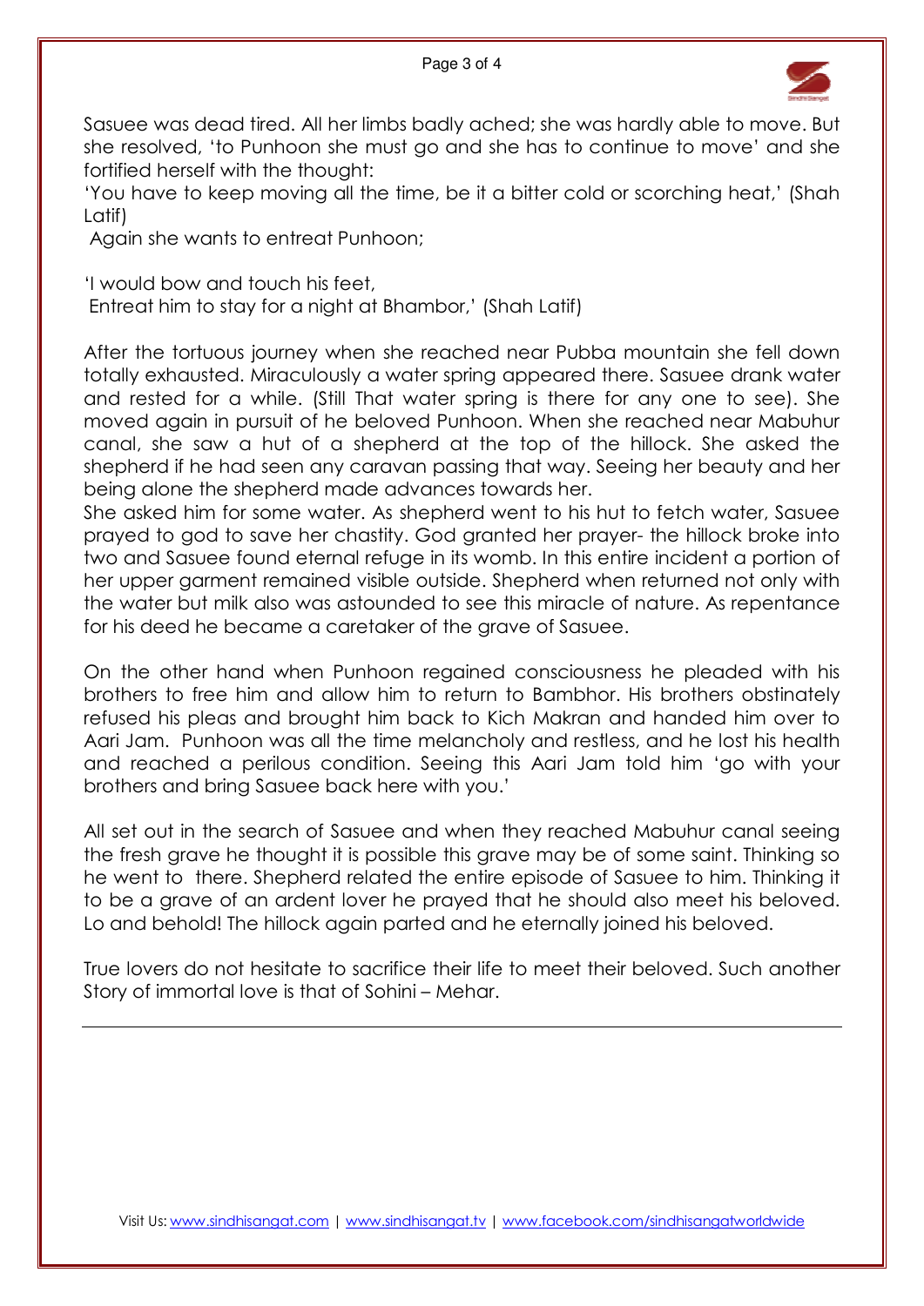Sasuee was dead tired. All her limbs badly ached; she was hardly able to move. But she resolved, 'to Punhoon she must go and she has to continue to move' and she fortified herself with the thought:

'You have to keep moving all the time, be it a bitter cold or scorching heat,' (Shah Latif)

Again she wants to entreat Punhoon;

'I would bow and touch his feet,
Entreat him to stay for a night at Bhambor,' (Shah Latif)

After the tortuous journey when she reached near Pubba mountain she fell down totally exhausted. Miraculously a water spring appeared there. Sasuee drank water and rested for a while. (Still That water spring is there for any one to see). She moved again in pursuit of he beloved Punhoon. When she reached near Mabuhur canal, she saw a hut of a shepherd at the top of the hillock. She asked the shepherd if he had seen any caravan passing that way. Seeing her beauty and her being alone the shepherd made advances towards her.

She asked him for some water. As shepherd went to his hut to fetch water, Sasuee prayed to god to save her chastity. God granted her prayer- the hillock broke into two and Sasuee found eternal refuge in its womb. In this entire incident a portion of her upper garment remained visible outside. Shepherd when returned not only with the water but milk also was astounded to see this miracle of nature. As repentance for his deed he became a caretaker of the grave of Sasuee.

On the other hand when Punhoon regained consciousness he pleaded with his brothers to free him and allow him to return to Bambhor. His brothers obstinately refused his pleas and brought him back to Kich Makran and handed him over to Aari Jam. Punhoon was all the time melancholy and restless, and he lost his health and reached a perilous condition. Seeing this Aari Jam told him 'go with your brothers and bring Sasuee back here with you.'

All set out in the search of Sasuee and when they reached Mabuhur canal seeing the fresh grave he thought it is possible this grave may be of some saint. Thinking so he went to there. Shepherd related the entire episode of Sasuee to him. Thinking it to be a grave of an ardent lover he prayed that he should also meet his beloved. Lo and behold! The hillock again parted and he eternally joined his beloved.

True lovers do not hesitate to sacrifice their life to meet their beloved. Such another Story of immortal love is that of Sohini – Mehar.

---

Visit Us: www.sindhisangat.com | www.sindhisangat.tv | www.facebook.com/sindhisangatworldwide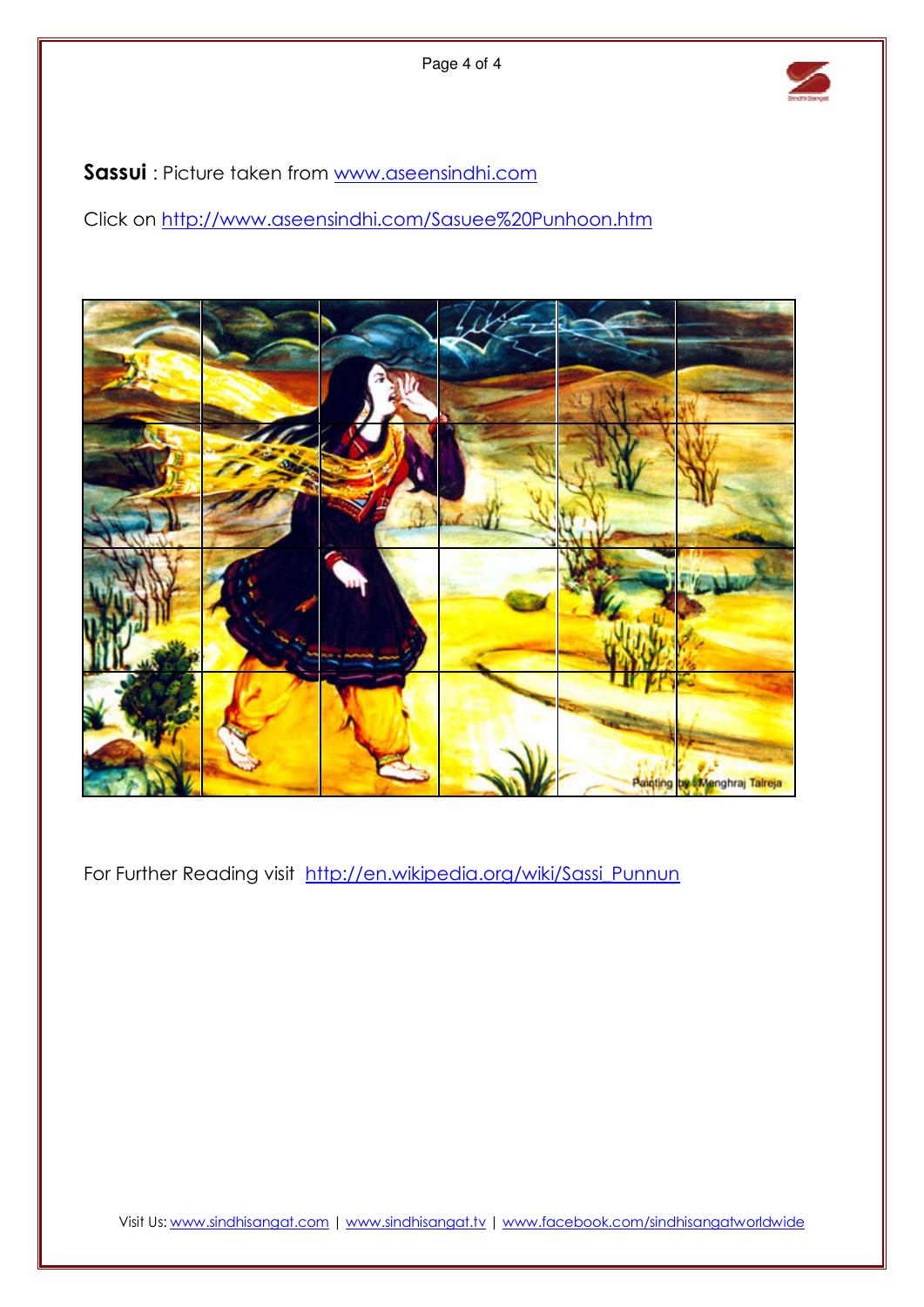**Sassui** : Picture taken from www.aseensindhi.com

Click on http://www.aseensindhi.com/Sasuee%20Punhoon.htm

For Further Reading visit http://en.wikipedia.org/wiki/Sassi_Punnun

Visit Us: www.sindhisangat.com | www.sindhisangat.tv | www.facebook.com/sindhisangatworldwide